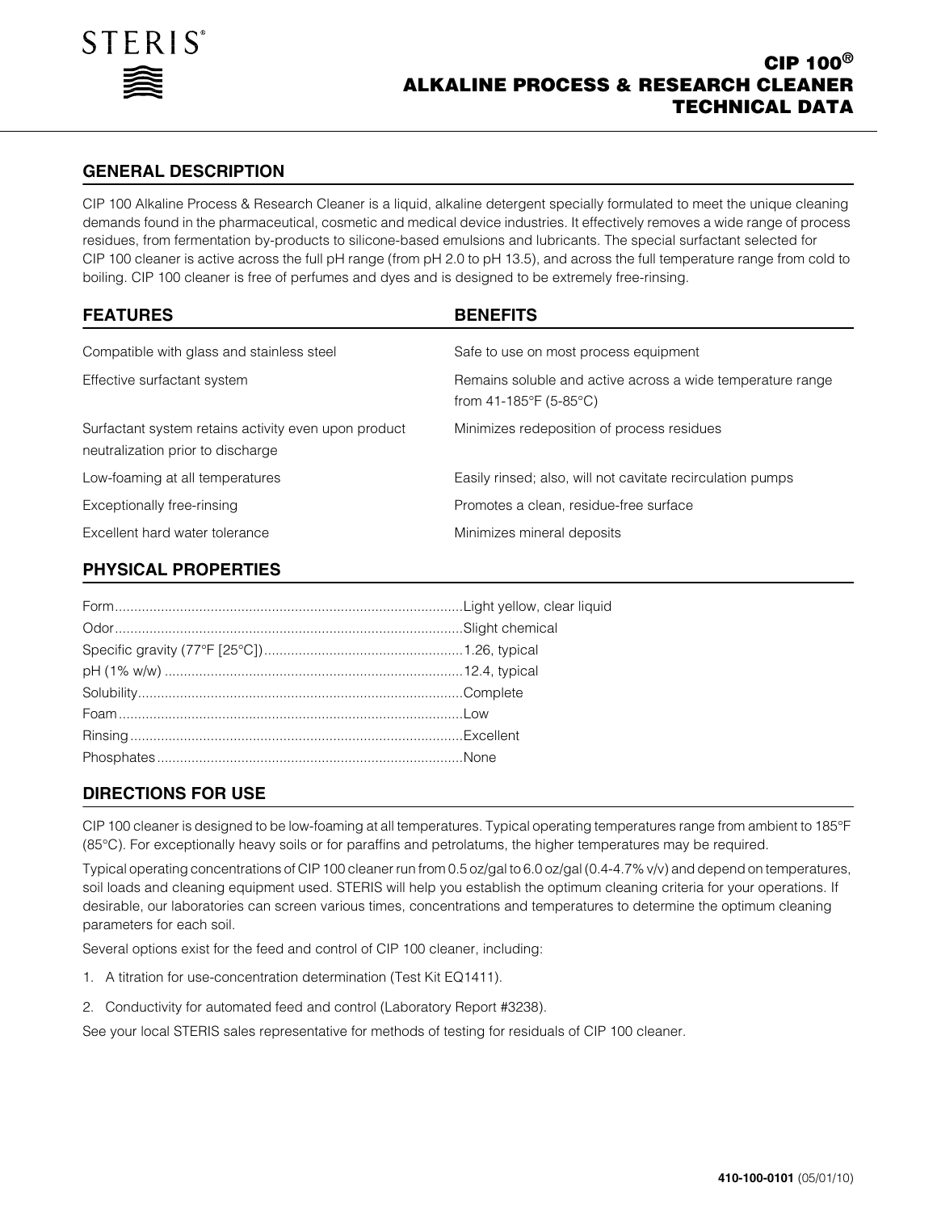STERIS

# CIP 100®
# ALKALINE PROCESS & RESEARCH CLEANER
# TECHNICAL DATA

## GENERAL DESCRIPTION

CIP 100 Alkaline Process & Research Cleaner is a liquid, alkaline detergent specially formulated to meet the unique cleaning demands found in the pharmaceutical, cosmetic and medical device industries. It effectively removes a wide range of process residues, from fermentation by-products to silicone-based emulsions and lubricants. The special surfactant selected for CIP 100 cleaner is active across the full pH range (from pH 2.0 to pH 13.5), and across the full temperature range from cold to boiling. CIP 100 cleaner is free of perfumes and dyes and is designed to be extremely free-rinsing.

| FEATURES | BENEFITS |
|---|---|
| Compatible with glass and stainless steel | Safe to use on most process equipment |
| Effective surfactant system | Remains soluble and active across a wide temperature range from 41-185°F (5-85°C) |
| Surfactant system retains activity even upon product neutralization prior to discharge | Minimizes redeposition of process residues |
| Low-foaming at all temperatures | Easily rinsed; also, will not cavitate recirculation pumps |
| Exceptionally free-rinsing | Promotes a clean, residue-free surface |
| Excellent hard water tolerance | Minimizes mineral deposits |

## PHYSICAL PROPERTIES

| Property | Value |
|---|---|
| Form | Light yellow, clear liquid |
| Odor | Slight chemical |
| Specific gravity (77°F [25°C]) | 1.26, typical |
| pH (1% w/w) | 12.4, typical |
| Solubility | Complete |
| Foam | Low |
| Rinsing | Excellent |
| Phosphates | None |

## DIRECTIONS FOR USE

CIP 100 cleaner is designed to be low-foaming at all temperatures. Typical operating temperatures range from ambient to 185°F (85°C). For exceptionally heavy soils or for paraffins and petrolatums, the higher temperatures may be required.

Typical operating concentrations of CIP 100 cleaner run from 0.5 oz/gal to 6.0 oz/gal (0.4-4.7% v/v) and depend on temperatures, soil loads and cleaning equipment used. STERIS will help you establish the optimum cleaning criteria for your operations. If desirable, our laboratories can screen various times, concentrations and temperatures to determine the optimum cleaning parameters for each soil.

Several options exist for the feed and control of CIP 100 cleaner, including:

1. A titration for use-concentration determination (Test Kit EQ1411).
2. Conductivity for automated feed and control (Laboratory Report #3238).

See your local STERIS sales representative for methods of testing for residuals of CIP 100 cleaner.

**410-100-0101** (05/01/10)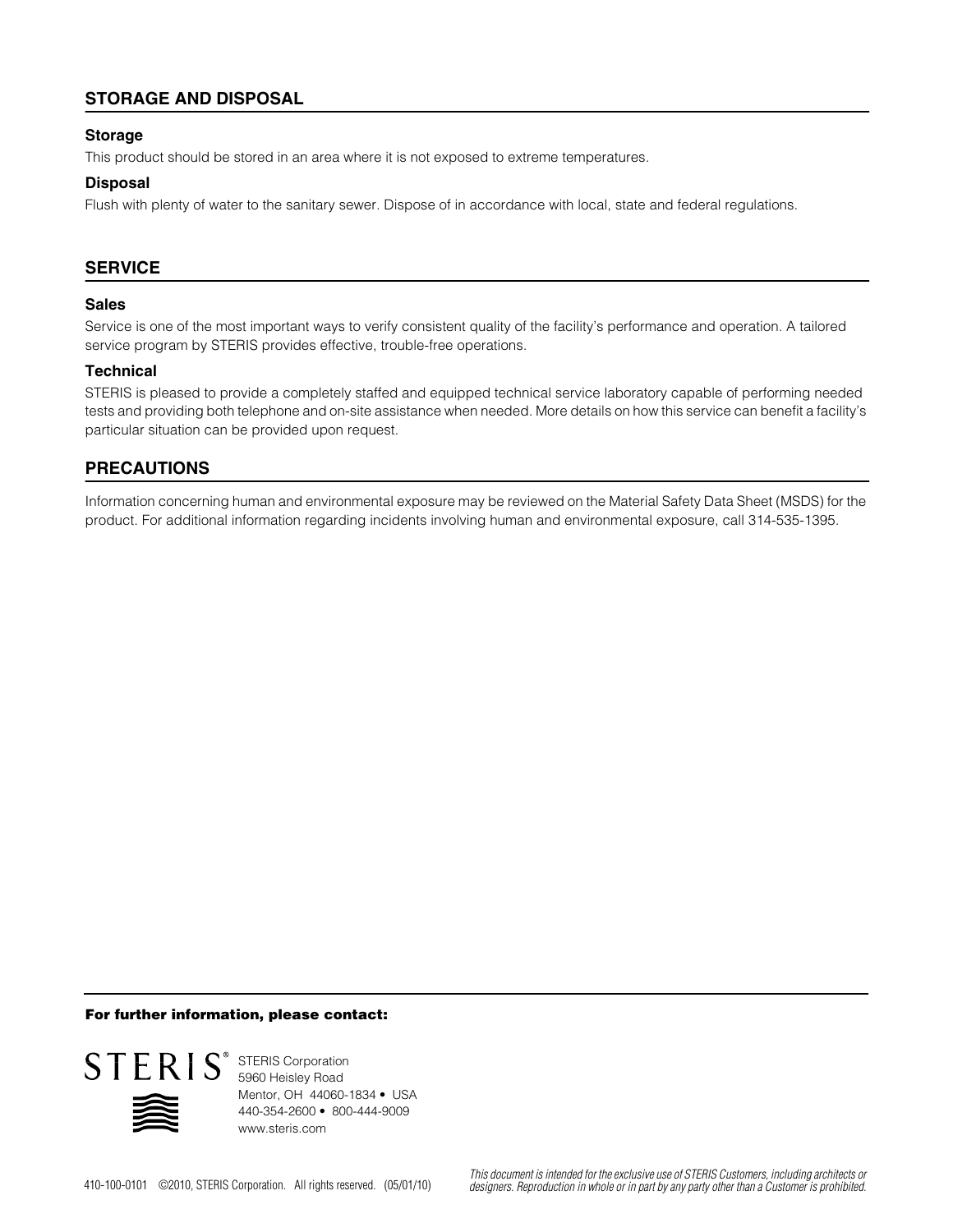## STORAGE AND DISPOSAL

### Storage

This product should be stored in an area where it is not exposed to extreme temperatures.

### Disposal

Flush with plenty of water to the sanitary sewer. Dispose of in accordance with local, state and federal regulations.

## SERVICE

### Sales

Service is one of the most important ways to verify consistent quality of the facility's performance and operation. A tailored service program by STERIS provides effective, trouble-free operations.

### Technical

STERIS is pleased to provide a completely staffed and equipped technical service laboratory capable of performing needed tests and providing both telephone and on-site assistance when needed. More details on how this service can benefit a facility's particular situation can be provided upon request.

## PRECAUTIONS

Information concerning human and environmental exposure may be reviewed on the Material Safety Data Sheet (MSDS) for the product. For additional information regarding incidents involving human and environmental exposure, call 314-535-1395.

**For further information, please contact:**

STERIS®

STERIS Corporation
5960 Heisley Road
Mentor, OH 44060-1834 • USA
440-354-2600 • 800-444-9009
www.steris.com

410-100-0101 ©2010, STERIS Corporation. All rights reserved. (05/01/10)

*This document is intended for the exclusive use of STERIS Customers, including architects or designers. Reproduction in whole or in part by any party other than a Customer is prohibited.*